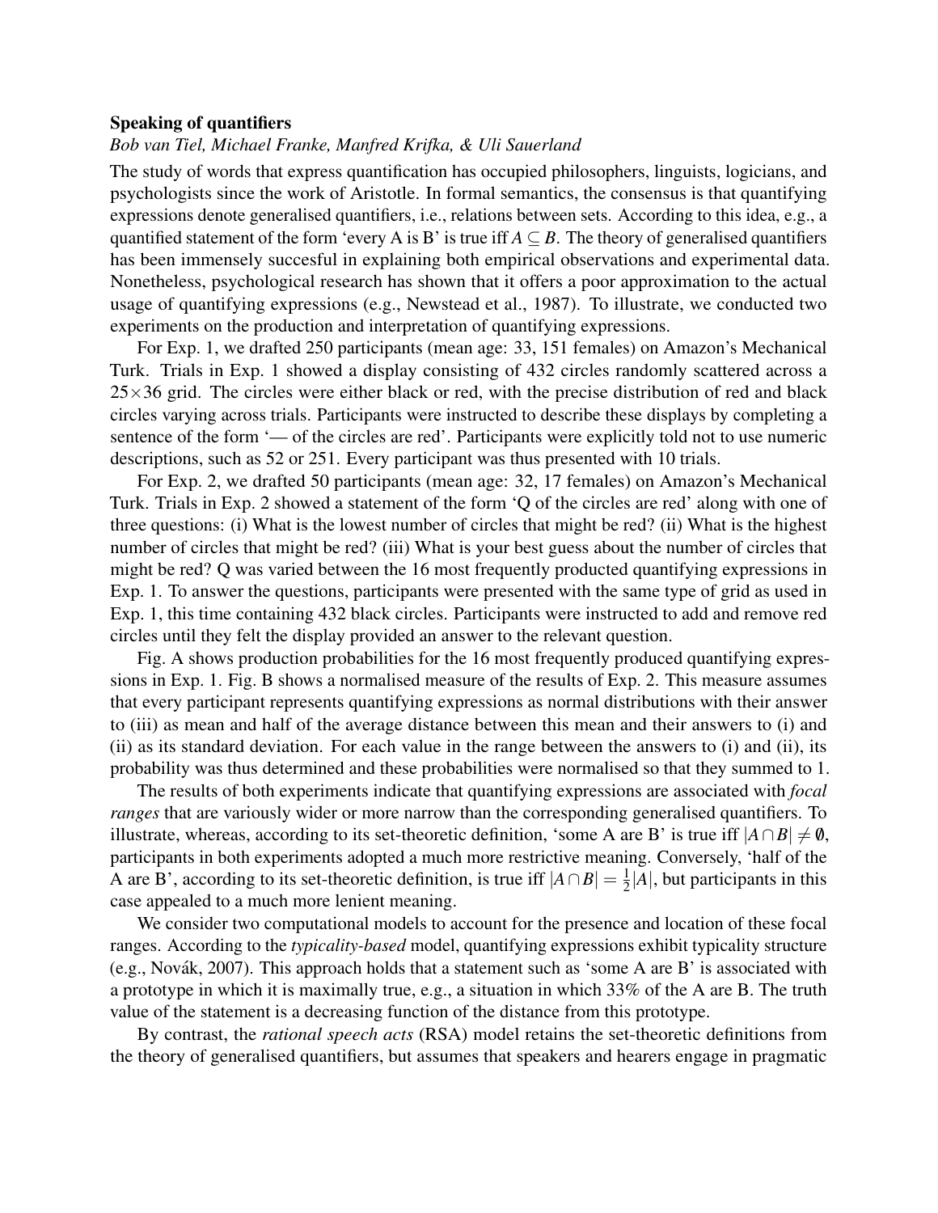**Speaking of quantifiers**

*Bob van Tiel, Michael Franke, Manfred Krifka, & Uli Sauerland*

The study of words that express quantification has occupied philosophers, linguists, logicians, and psychologists since the work of Aristotle. In formal semantics, the consensus is that quantifying expressions denote generalised quantifiers, i.e., relations between sets. According to this idea, e.g., a quantified statement of the form 'every A is B' is true iff $A \subseteq B$. The theory of generalised quantifiers has been immensely succesful in explaining both empirical observations and experimental data. Nonetheless, psychological research has shown that it offers a poor approximation to the actual usage of quantifying expressions (e.g., Newstead et al., 1987). To illustrate, we conducted two experiments on the production and interpretation of quantifying expressions.

For Exp. 1, we drafted 250 participants (mean age: 33, 151 females) on Amazon's Mechanical Turk. Trials in Exp. 1 showed a display consisting of 432 circles randomly scattered across a $25 \times 36$ grid. The circles were either black or red, with the precise distribution of red and black circles varying across trials. Participants were instructed to describe these displays by completing a sentence of the form '— of the circles are red'. Participants were explicitly told not to use numeric descriptions, such as 52 or 251. Every participant was thus presented with 10 trials.

For Exp. 2, we drafted 50 participants (mean age: 32, 17 females) on Amazon's Mechanical Turk. Trials in Exp. 2 showed a statement of the form 'Q of the circles are red' along with one of three questions: (i) What is the lowest number of circles that might be red? (ii) What is the highest number of circles that might be red? (iii) What is your best guess about the number of circles that might be red? Q was varied between the 16 most frequently producted quantifying expressions in Exp. 1. To answer the questions, participants were presented with the same type of grid as used in Exp. 1, this time containing 432 black circles. Participants were instructed to add and remove red circles until they felt the display provided an answer to the relevant question.

Fig. A shows production probabilities for the 16 most frequently produced quantifying expressions in Exp. 1. Fig. B shows a normalised measure of the results of Exp. 2. This measure assumes that every participant represents quantifying expressions as normal distributions with their answer to (iii) as mean and half of the average distance between this mean and their answers to (i) and (ii) as its standard deviation. For each value in the range between the answers to (i) and (ii), its probability was thus determined and these probabilities were normalised so that they summed to 1.

The results of both experiments indicate that quantifying expressions are associated with *focal ranges* that are variously wider or more narrow than the corresponding generalised quantifiers. To illustrate, whereas, according to its set-theoretic definition, 'some A are B' is true iff $|A \cap B| \neq \emptyset$, participants in both experiments adopted a much more restrictive meaning. Conversely, 'half of the A are B', according to its set-theoretic definition, is true iff $|A \cap B| = \frac{1}{2}|A|$, but participants in this case appealed to a much more lenient meaning.

We consider two computational models to account for the presence and location of these focal ranges. According to the *typicality-based* model, quantifying expressions exhibit typicality structure (e.g., Novák, 2007). This approach holds that a statement such as 'some A are B' is associated with a prototype in which it is maximally true, e.g., a situation in which 33% of the A are B. The truth value of the statement is a decreasing function of the distance from this prototype.

By contrast, the *rational speech acts* (RSA) model retains the set-theoretic definitions from the theory of generalised quantifiers, but assumes that speakers and hearers engage in pragmatic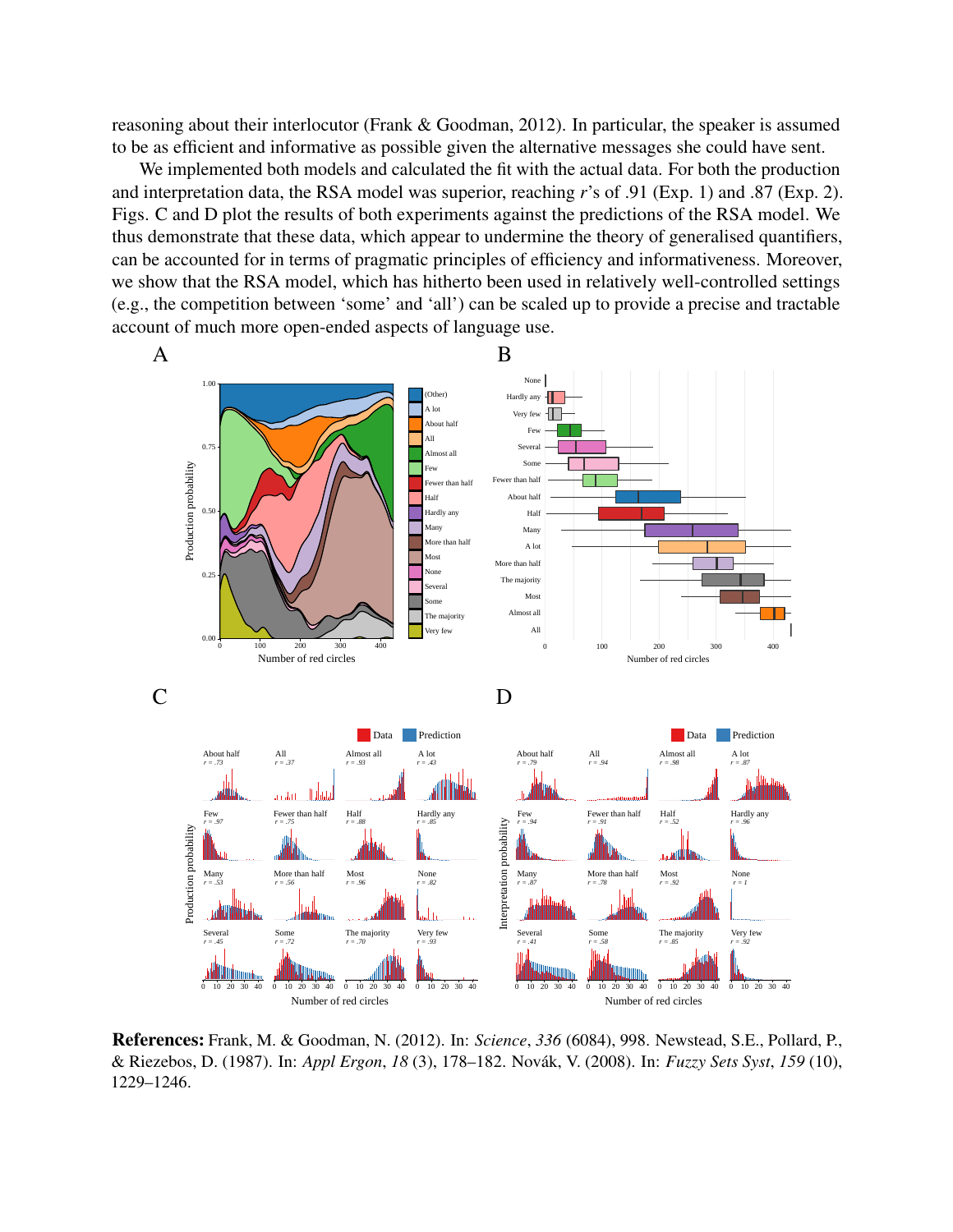reasoning about their interlocutor (Frank & Goodman, 2012). In particular, the speaker is assumed to be as efficient and informative as possible given the alternative messages she could have sent.

We implemented both models and calculated the fit with the actual data. For both the production and interpretation data, the RSA model was superior, reaching *r*'s of .91 (Exp. 1) and .87 (Exp. 2). Figs. C and D plot the results of both experiments against the predictions of the RSA model. We thus demonstrate that these data, which appear to undermine the theory of generalised quantifiers, can be accounted for in terms of pragmatic principles of efficiency and informativeness. Moreover, we show that the RSA model, which has hitherto been used in relatively well-controlled settings (e.g., the competition between 'some' and 'all') can be scaled up to provide a precise and tractable account of much more open-ended aspects of language use.

A

1.00
0.75
0.50
0.25
0.00
Production probability
0
100
200
300
400
Number of red circles

(Other)
A lot
About half
All
Almost all
Few
Fewer than half
Half
Hardly any
Many
More than half
Most
None
Several
Some
The majority
Very few

B

None
Hardly any
Very few
Few
Several
Some
Fewer than half
About half
Half
Many
A lot
More than half
The majority
Most
Almost all
All
0
100
200
300
400
Number of red circles

C

Data
Prediction

About half
$r = .73$
All
$r = .37$
Almost all
$r = .93$
A lot
$r = .43$
Few
$r = .97$
Fewer than half
$r = .75$
Half
$r = .88$
Hardly any
$r = .85$
Many
$r = .53$
More than half
$r = .56$
Most
$r = .96$
None
$r = .82$
Several
$r = .45$
Some
$r = .72$
The majority
$r = .70$
Very few
$r = .93$

Production probability
0 10 20 30 40
Number of red circles

D

Data
Prediction

About half
$r = .79$
All
$r = .94$
Almost all
$r = .98$
A lot
$r = .87$
Few
$r = .94$
Fewer than half
$r = .91$
Half
$r = .52$
Hardly any
$r = .96$
Many
$r = .87$
More than half
$r = .78$
Most
$r = .92$
None
$r = 1$
Several
$r = .41$
Some
$r = .58$
The majority
$r = .85$
Very few
$r = .92$

Interpretation probability
0 10 20 30 40
Number of red circles

**References:** Frank, M. & Goodman, N. (2012). In: *Science*, *336* (6084), 998. Newstead, S.E., Pollard, P., & Riezebos, D. (1987). In: *Appl Ergon*, *18* (3), 178–182. Novák, V. (2008). In: *Fuzzy Sets Syst*, *159* (10), 1229–1246.